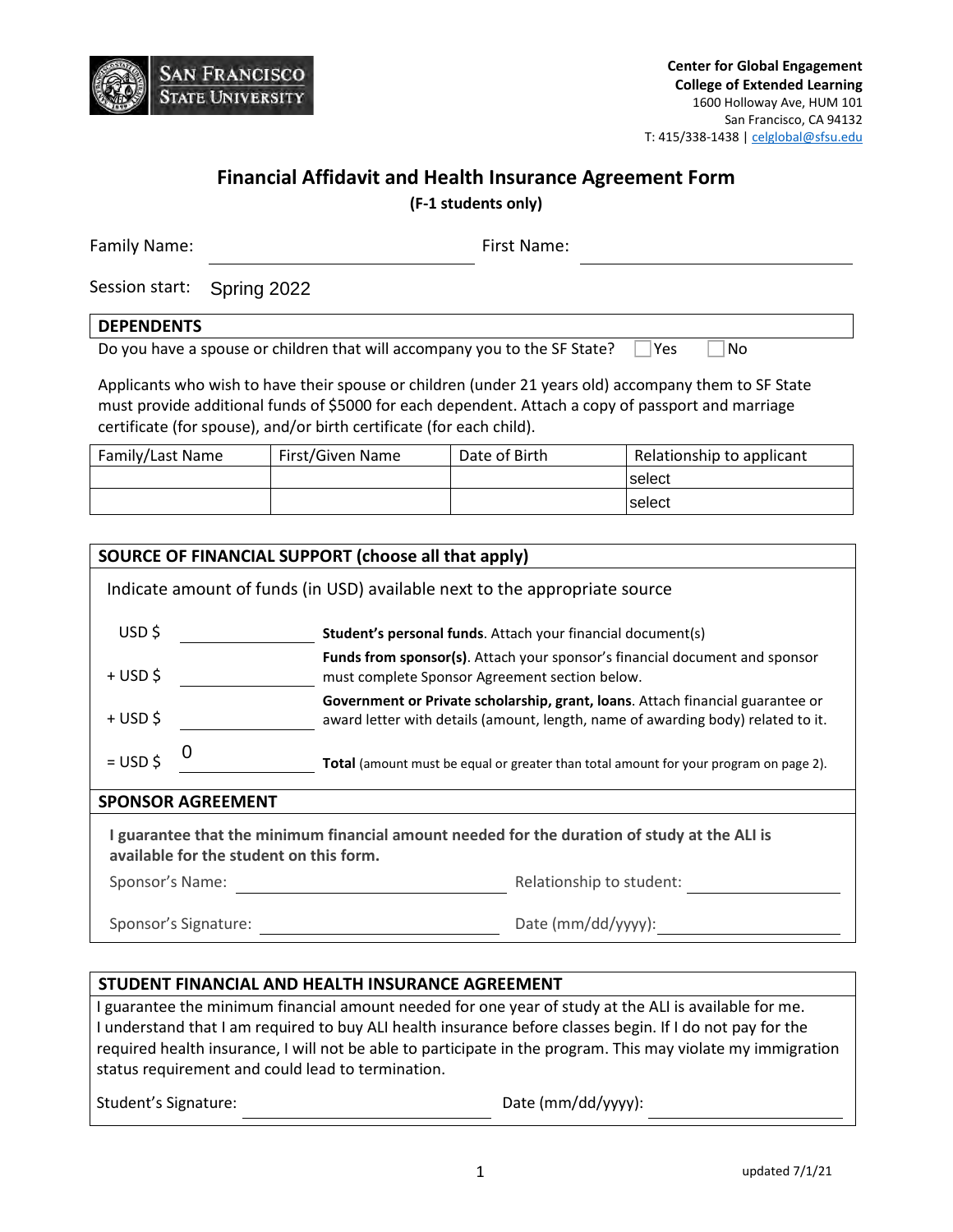San Francisco State University

**Center for Global Engagement**
**College of Extended Learning**
1600 Holloway Ave, HUM 101
San Francisco, CA 94132
T: 415/338-1438 | celglobal@sfsu.edu

# Financial Affidavit and Health Insurance Agreement Form

**(F-1 students only)**

Family Name: ____________________ First Name: ____________________

Session start: Spring 2022

## DEPENDENTS

Do you have a spouse or children that will accompany you to the SF State? ☐ Yes ☐ No

Applicants who wish to have their spouse or children (under 21 years old) accompany them to SF State must provide additional funds of $5000 for each dependent. Attach a copy of passport and marriage certificate (for spouse), and/or birth certificate (for each child).

| Family/Last Name | First/Given Name | Date of Birth | Relationship to applicant |
|---|---|---|---|
| | | | select |
| | | | select |

## SOURCE OF FINANCIAL SUPPORT (choose all that apply)

Indicate amount of funds (in USD) available next to the appropriate source

USD $ __________ **Student's personal funds**. Attach your financial document(s)

+ USD $ __________ **Funds from sponsor(s)**. Attach your sponsor's financial document and sponsor must complete Sponsor Agreement section below.

+ USD $ __________ **Government or Private scholarship, grant, loans**. Attach financial guarantee or award letter with details (amount, length, name of awarding body) related to it.

= USD $ 0 **Total** (amount must be equal or greater than total amount for your program on page 2).

## SPONSOR AGREEMENT

**I guarantee that the minimum financial amount needed for the duration of study at the ALI is available for the student on this form.**

Sponsor's Name: ____________________ Relationship to student: ____________________

Sponsor's Signature: ____________________ Date (mm/dd/yyyy): ____________________

## STUDENT FINANCIAL AND HEALTH INSURANCE AGREEMENT

I guarantee the minimum financial amount needed for one year of study at the ALI is available for me. I understand that I am required to buy ALI health insurance before classes begin. If I do not pay for the required health insurance, I will not be able to participate in the program. This may violate my immigration status requirement and could lead to termination.

Student's Signature: ____________________ Date (mm/dd/yyyy): ____________________

updated 7/1/21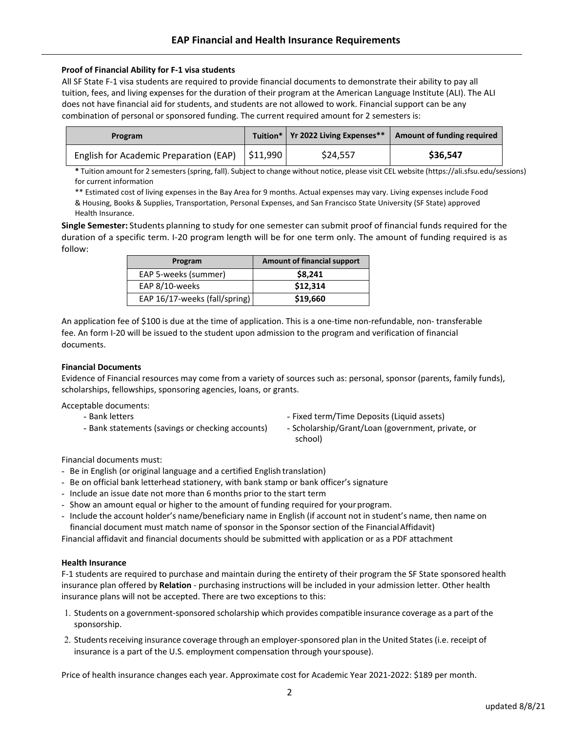# EAP Financial and Health Insurance Requirements

**Proof of Financial Ability for F-1 visa students**

All SF State F-1 visa students are required to provide financial documents to demonstrate their ability to pay all tuition, fees, and living expenses for the duration of their program at the American Language Institute (ALI). The ALI does not have financial aid for students, and students are not allowed to work. Financial support can be any combination of personal or sponsored funding. The current required amount for 2 semesters is:

| Program | Tuition* | Yr 2022 Living Expenses** | Amount of funding required |
|---|---|---|---|
| English for Academic Preparation (EAP) | $11,990 | $24,557 | **$36,547** |

**\*** Tuition amount for 2 semesters (spring, fall). Subject to change without notice, please visit CEL website (https://ali.sfsu.edu/sessions) for current information

\*\* Estimated cost of living expenses in the Bay Area for 9 months. Actual expenses may vary. Living expenses include Food & Housing, Books & Supplies, Transportation, Personal Expenses, and San Francisco State University (SF State) approved Health Insurance.

**Single Semester:** Students planning to study for one semester can submit proof of financial funds required for the duration of a specific term. I-20 program length will be for one term only. The amount of funding required is as follow:

| Program | Amount of financial support |
|---|---|
| EAP 5-weeks (summer) | **$8,241** |
| EAP 8/10-weeks | **$12,314** |
| EAP 16/17-weeks (fall/spring) | **$19,660** |

An application fee of $100 is due at the time of application. This is a one-time non-refundable, non- transferable fee. An form I-20 will be issued to the student upon admission to the program and verification of financial documents.

**Financial Documents**

Evidence of Financial resources may come from a variety of sources such as: personal, sponsor (parents, family funds), scholarships, fellowships, sponsoring agencies, loans, or grants.

Acceptable documents:

- Bank letters
- Bank statements (savings or checking accounts)
- Fixed term/Time Deposits (Liquid assets)
- Scholarship/Grant/Loan (government, private, or school)

Financial documents must:

- Be in English (or original language and a certified English translation)
- Be on official bank letterhead stationery, with bank stamp or bank officer's signature
- Include an issue date not more than 6 months prior to the start term
- Show an amount equal or higher to the amount of funding required for your program.
- Include the account holder's name/beneficiary name in English (if account not in student's name, then name on financial document must match name of sponsor in the Sponsor section of the Financial Affidavit)

Financial affidavit and financial documents should be submitted with application or as a PDF attachment

**Health Insurance**

F-1 students are required to purchase and maintain during the entirety of their program the SF State sponsored health insurance plan offered by **Relation** - purchasing instructions will be included in your admission letter. Other health insurance plans will not be accepted. There are two exceptions to this:

1. Students on a government-sponsored scholarship which provides compatible insurance coverage as a part of the sponsorship.
2. Students receiving insurance coverage through an employer-sponsored plan in the United States (i.e. receipt of insurance is a part of the U.S. employment compensation through your spouse).

Price of health insurance changes each year. Approximate cost for Academic Year 2021-2022: $189 per month.

updated 8/8/21